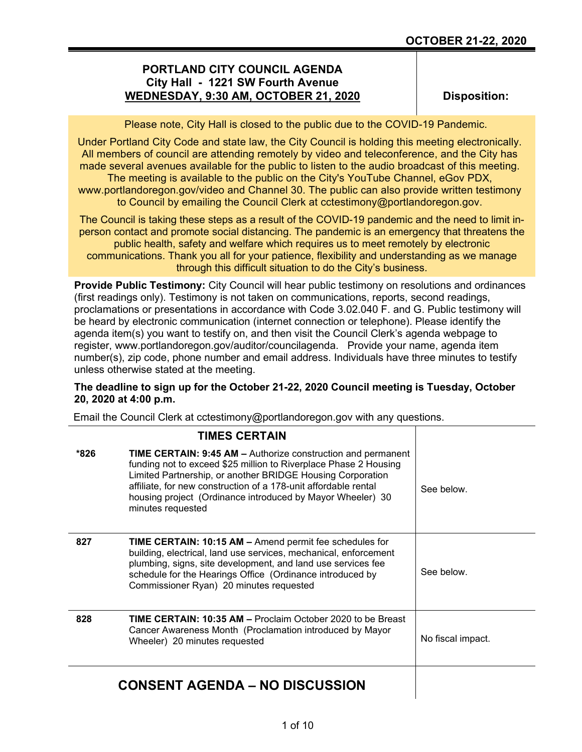**OCTOBER 21-22, 2020**

# PORTLAND CITY COUNCIL AGENDA
## City Hall - 1221 SW Fourth Avenue
## WEDNESDAY, 9:30 AM, OCTOBER 21, 2020

**Disposition:**

Please note, City Hall is closed to the public due to the COVID-19 Pandemic.

Under Portland City Code and state law, the City Council is holding this meeting electronically. All members of council are attending remotely by video and teleconference, and the City has made several avenues available for the public to listen to the audio broadcast of this meeting. The meeting is available to the public on the City's YouTube Channel, eGov PDX, www.portlandoregon.gov/video and Channel 30. The public can also provide written testimony to Council by emailing the Council Clerk at cctestimony@portlandoregon.gov.

The Council is taking these steps as a result of the COVID-19 pandemic and the need to limit in-person contact and promote social distancing. The pandemic is an emergency that threatens the public health, safety and welfare which requires us to meet remotely by electronic communications. Thank you all for your patience, flexibility and understanding as we manage through this difficult situation to do the City's business.

**Provide Public Testimony:** City Council will hear public testimony on resolutions and ordinances (first readings only). Testimony is not taken on communications, reports, second readings, proclamations or presentations in accordance with Code 3.02.040 F. and G. Public testimony will be heard by electronic communication (internet connection or telephone). Please identify the agenda item(s) you want to testify on, and then visit the Council Clerk's agenda webpage to register, www.portlandoregon.gov/auditor/councilagenda. Provide your name, agenda item number(s), zip code, phone number and email address. Individuals have three minutes to testify unless otherwise stated at the meeting.

**The deadline to sign up for the October 21-22, 2020 Council meeting is Tuesday, October 20, 2020 at 4:00 p.m.**

Email the Council Clerk at cctestimony@portlandoregon.gov with any questions.

## TIMES CERTAIN

| | | |
|---|---|---|
| ***826** | **TIME CERTAIN: 9:45 AM –** Authorize construction and permanent funding not to exceed $25 million to Riverplace Phase 2 Housing Limited Partnership, or another BRIDGE Housing Corporation affiliate, for new construction of a 178-unit affordable rental housing project (Ordinance introduced by Mayor Wheeler) 30 minutes requested | See below. |
| **827** | **TIME CERTAIN: 10:15 AM –** Amend permit fee schedules for building, electrical, land use services, mechanical, enforcement plumbing, signs, site development, and land use services fee schedule for the Hearings Office (Ordinance introduced by Commissioner Ryan) 20 minutes requested | See below. |
| **828** | **TIME CERTAIN: 10:35 AM –** Proclaim October 2020 to be Breast Cancer Awareness Month (Proclamation introduced by Mayor Wheeler) 20 minutes requested | No fiscal impact. |

## CONSENT AGENDA – NO DISCUSSION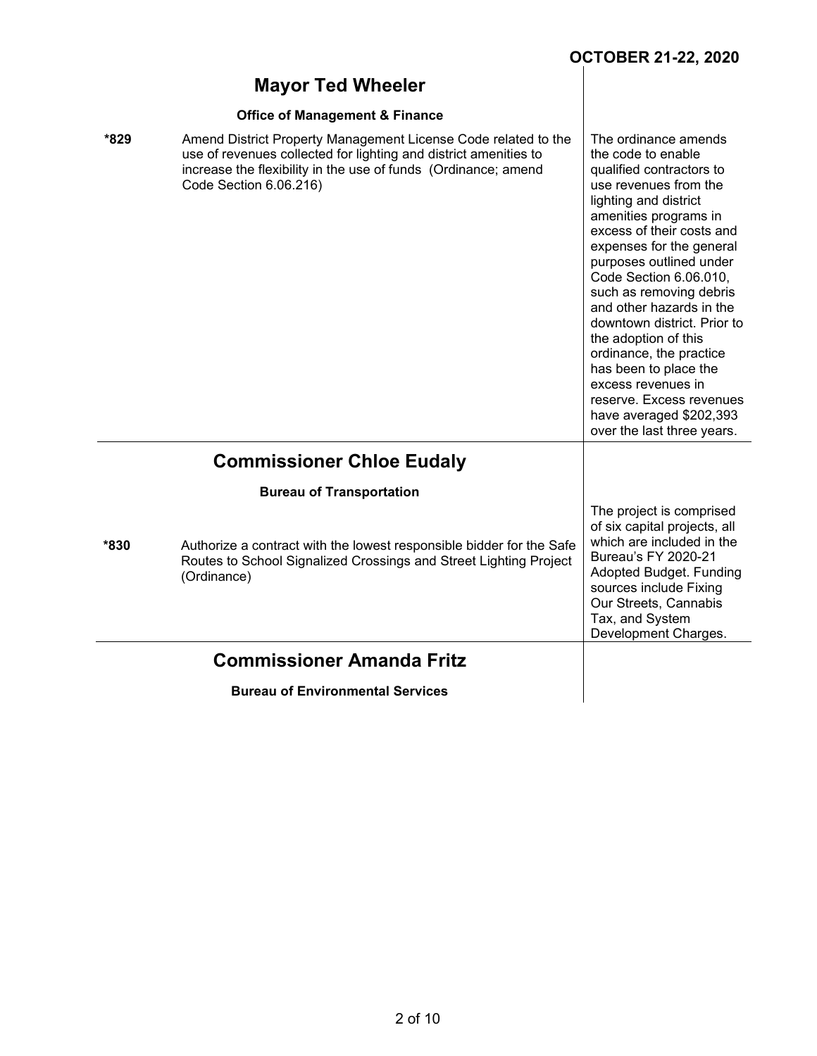**OCTOBER 21-22, 2020**

## Mayor Ted Wheeler

### Office of Management & Finance

| | | |
|---|---|---|
| *829 | Amend District Property Management License Code related to the use of revenues collected for lighting and district amenities to increase the flexibility in the use of funds (Ordinance; amend Code Section 6.06.216) | The ordinance amends the code to enable qualified contractors to use revenues from the lighting and district amenities programs in excess of their costs and expenses for the general purposes outlined under Code Section 6.06.010, such as removing debris and other hazards in the downtown district. Prior to the adoption of this ordinance, the practice has been to place the excess revenues in reserve. Excess revenues have averaged $202,393 over the last three years. |

## Commissioner Chloe Eudaly

### Bureau of Transportation

| | | |
|---|---|---|
| *830 | Authorize a contract with the lowest responsible bidder for the Safe Routes to School Signalized Crossings and Street Lighting Project (Ordinance) | The project is comprised of six capital projects, all which are included in the Bureau's FY 2020-21 Adopted Budget. Funding sources include Fixing Our Streets, Cannabis Tax, and System Development Charges. |

## Commissioner Amanda Fritz

### Bureau of Environmental Services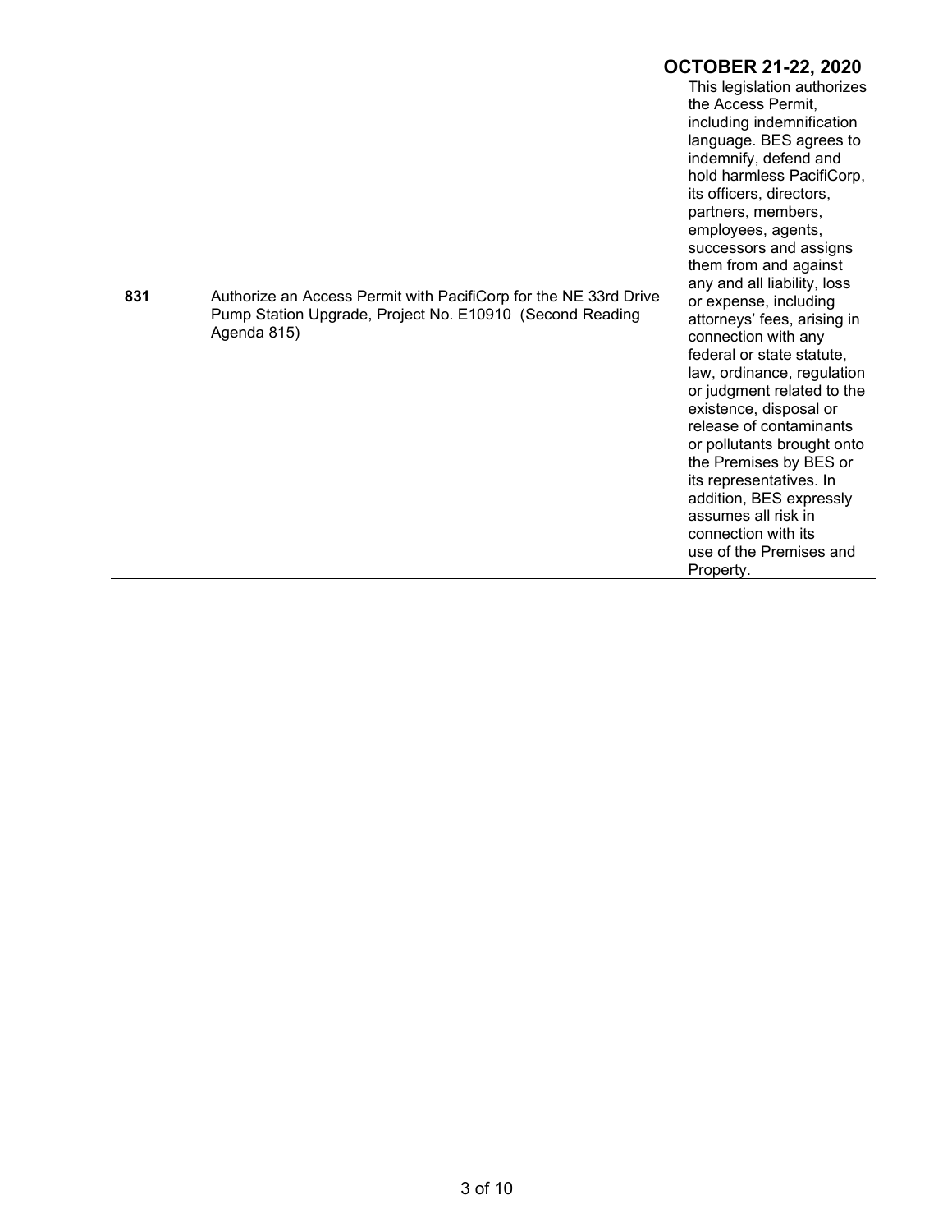## OCTOBER 21-22, 2020

| | | |
|---|---|---|
| **831** | Authorize an Access Permit with PacifiCorp for the NE 33rd Drive Pump Station Upgrade, Project No. E10910 (Second Reading Agenda 815) | This legislation authorizes the Access Permit, including indemnification language. BES agrees to indemnify, defend and hold harmless PacifiCorp, its officers, directors, partners, members, employees, agents, successors and assigns them from and against any and all liability, loss or expense, including attorneys' fees, arising in connection with any federal or state statute, law, ordinance, regulation or judgment related to the existence, disposal or release of contaminants or pollutants brought onto the Premises by BES or its representatives. In addition, BES expressly assumes all risk in connection with its use of the Premises and Property. |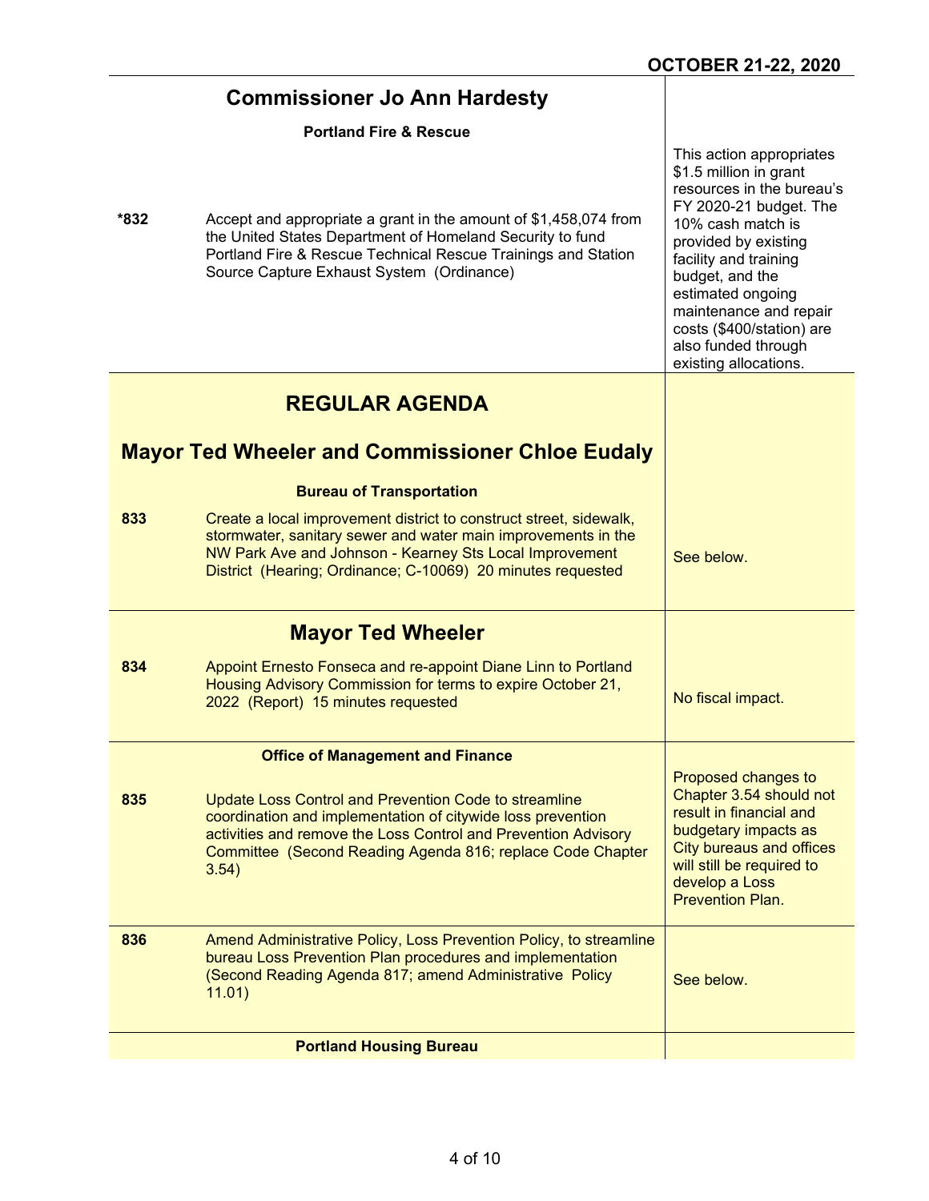**OCTOBER 21-22, 2020**

## Commissioner Jo Ann Hardesty

### Portland Fire & Rescue

| | | |
|---|---|---|
| *832 | Accept and appropriate a grant in the amount of $1,458,074 from the United States Department of Homeland Security to fund Portland Fire & Rescue Technical Rescue Trainings and Station Source Capture Exhaust System (Ordinance) | This action appropriates $1.5 million in grant resources in the bureau's FY 2020-21 budget. The 10% cash match is provided by existing facility and training budget, and the estimated ongoing maintenance and repair costs ($400/station) are also funded through existing allocations. |

# REGULAR AGENDA

## Mayor Ted Wheeler and Commissioner Chloe Eudaly

### Bureau of Transportation

| | | |
|---|---|---|
| 833 | Create a local improvement district to construct street, sidewalk, stormwater, sanitary sewer and water main improvements in the NW Park Ave and Johnson - Kearney Sts Local Improvement District (Hearing; Ordinance; C-10069) 20 minutes requested | See below. |

## Mayor Ted Wheeler

| | | |
|---|---|---|
| 834 | Appoint Ernesto Fonseca and re-appoint Diane Linn to Portland Housing Advisory Commission for terms to expire October 21, 2022 (Report) 15 minutes requested | No fiscal impact. |

### Office of Management and Finance

| | | |
|---|---|---|
| 835 | Update Loss Control and Prevention Code to streamline coordination and implementation of citywide loss prevention activities and remove the Loss Control and Prevention Advisory Committee (Second Reading Agenda 816; replace Code Chapter 3.54) | Proposed changes to Chapter 3.54 should not result in financial and budgetary impacts as City bureaus and offices will still be required to develop a Loss Prevention Plan. |
| 836 | Amend Administrative Policy, Loss Prevention Policy, to streamline bureau Loss Prevention Plan procedures and implementation (Second Reading Agenda 817; amend Administrative Policy 11.01) | See below. |

### Portland Housing Bureau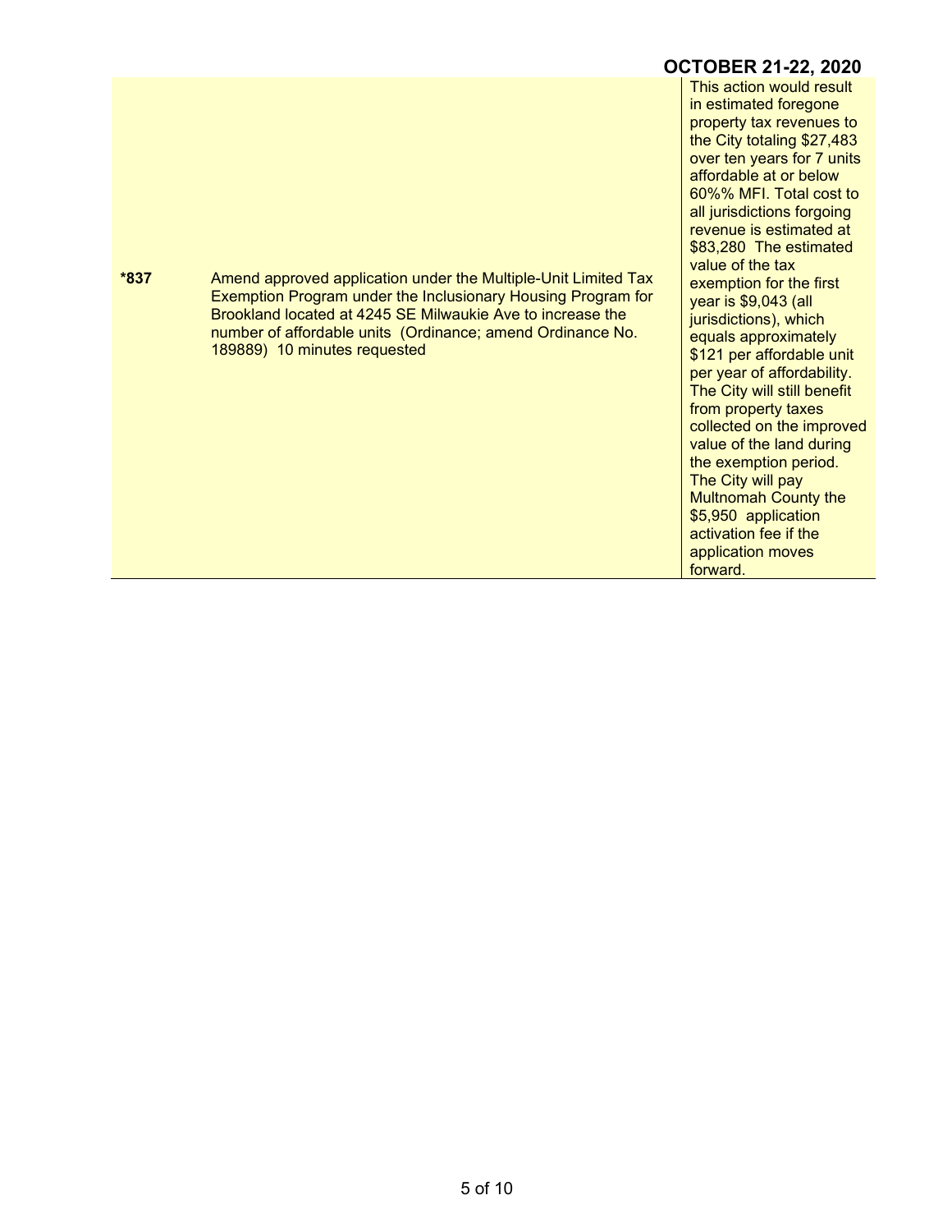| | | |
|---|---|---|
| *837 | Amend approved application under the Multiple-Unit Limited Tax Exemption Program under the Inclusionary Housing Program for Brookland located at 4245 SE Milwaukie Ave to increase the number of affordable units (Ordinance; amend Ordinance No. 189889) 10 minutes requested | This action would result in estimated foregone property tax revenues to the City totaling $27,483 over ten years for 7 units affordable at or below 60%% MFI. Total cost to all jurisdictions forgoing revenue is estimated at $83,280 The estimated value of the tax exemption for the first year is $9,043 (all jurisdictions), which equals approximately $121 per affordable unit per year of affordability. The City will still benefit from property taxes collected on the improved value of the land during the exemption period. The City will pay Multnomah County the $5,950 application activation fee if the application moves forward. |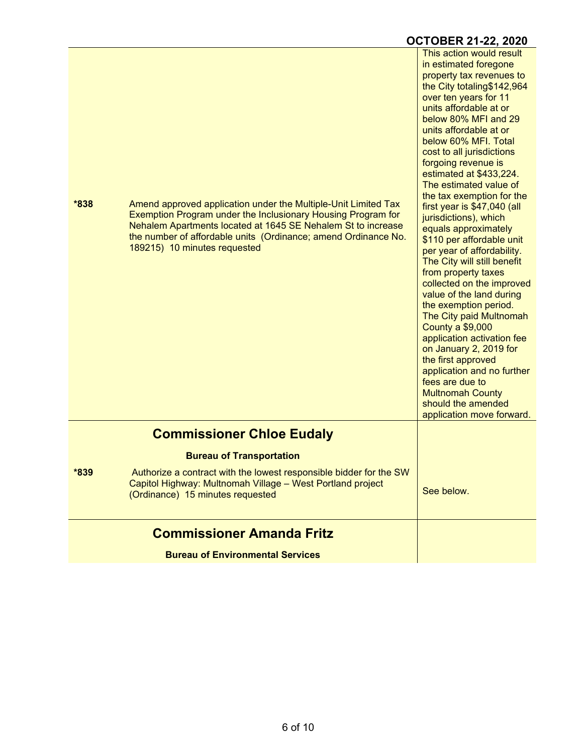**OCTOBER 21-22, 2020**

| | | |
|---|---|---|
| *838 | Amend approved application under the Multiple-Unit Limited Tax Exemption Program under the Inclusionary Housing Program for Nehalem Apartments located at 1645 SE Nehalem St to increase the number of affordable units (Ordinance; amend Ordinance No. 189215) 10 minutes requested | This action would result in estimated foregone property tax revenues to the City totaling$142,964 over ten years for 11 units affordable at or below 80% MFI and 29 units affordable at or below 60% MFI. Total cost to all jurisdictions forgoing revenue is estimated at $433,224. The estimated value of the tax exemption for the first year is $47,040 (all jurisdictions), which equals approximately $110 per affordable unit per year of affordability. The City will still benefit from property taxes collected on the improved value of the land during the exemption period. The City paid Multnomah County a $9,000 application activation fee on January 2, 2019 for the first approved application and no further fees are due to Multnomah County should the amended application move forward. |
| | **Commissioner Chloe Eudaly** | |
| | **Bureau of Transportation** | |
| *839 | Authorize a contract with the lowest responsible bidder for the SW Capitol Highway: Multnomah Village – West Portland project (Ordinance) 15 minutes requested | See below. |
| | **Commissioner Amanda Fritz** | |
| | **Bureau of Environmental Services** | |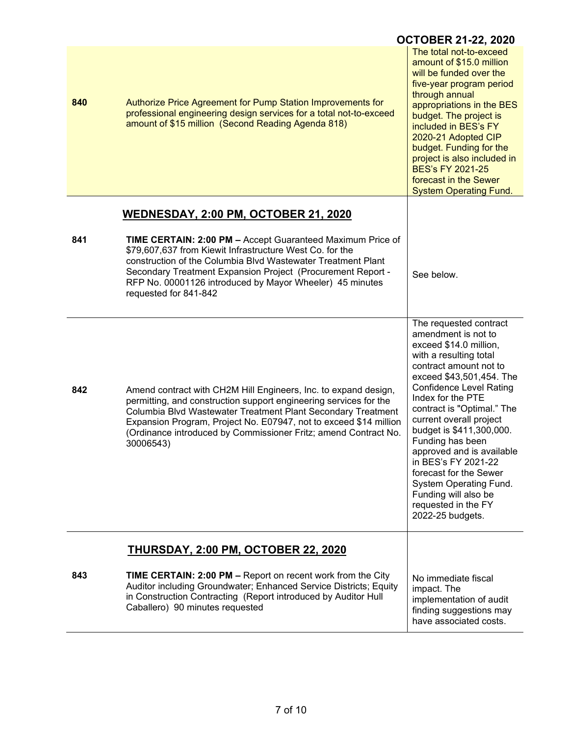**OCTOBER 21-22, 2020**

| | | |
|---|---|---|
| **840** | Authorize Price Agreement for Pump Station Improvements for professional engineering design services for a total not-to-exceed amount of $15 million (Second Reading Agenda 818) | The total not-to-exceed amount of $15.0 million will be funded over the five-year program period through annual appropriations in the BES budget. The project is included in BES's FY 2020-21 Adopted CIP budget. Funding for the project is also included in BES's FY 2021-25 forecast in the Sewer System Operating Fund. |
| | **WEDNESDAY, 2:00 PM, OCTOBER 21, 2020** | |
| **841** | **TIME CERTAIN: 2:00 PM –** Accept Guaranteed Maximum Price of $79,607,637 from Kiewit Infrastructure West Co. for the construction of the Columbia Blvd Wastewater Treatment Plant Secondary Treatment Expansion Project (Procurement Report - RFP No. 00001126 introduced by Mayor Wheeler) 45 minutes requested for 841-842 | See below. |
| **842** | Amend contract with CH2M Hill Engineers, Inc. to expand design, permitting, and construction support engineering services for the Columbia Blvd Wastewater Treatment Plant Secondary Treatment Expansion Program, Project No. E07947, not to exceed $14 million (Ordinance introduced by Commissioner Fritz; amend Contract No. 30006543) | The requested contract amendment is not to exceed $14.0 million, with a resulting total contract amount not to exceed $43,501,454. The Confidence Level Rating Index for the PTE contract is "Optimal." The current overall project budget is $411,300,000. Funding has been approved and is available in BES's FY 2021-22 forecast for the Sewer System Operating Fund. Funding will also be requested in the FY 2022-25 budgets. |
| | **THURSDAY, 2:00 PM, OCTOBER 22, 2020** | |
| **843** | **TIME CERTAIN: 2:00 PM –** Report on recent work from the City Auditor including Groundwater; Enhanced Service Districts; Equity in Construction Contracting (Report introduced by Auditor Hull Caballero) 90 minutes requested | No immediate fiscal impact. The implementation of audit finding suggestions may have associated costs. |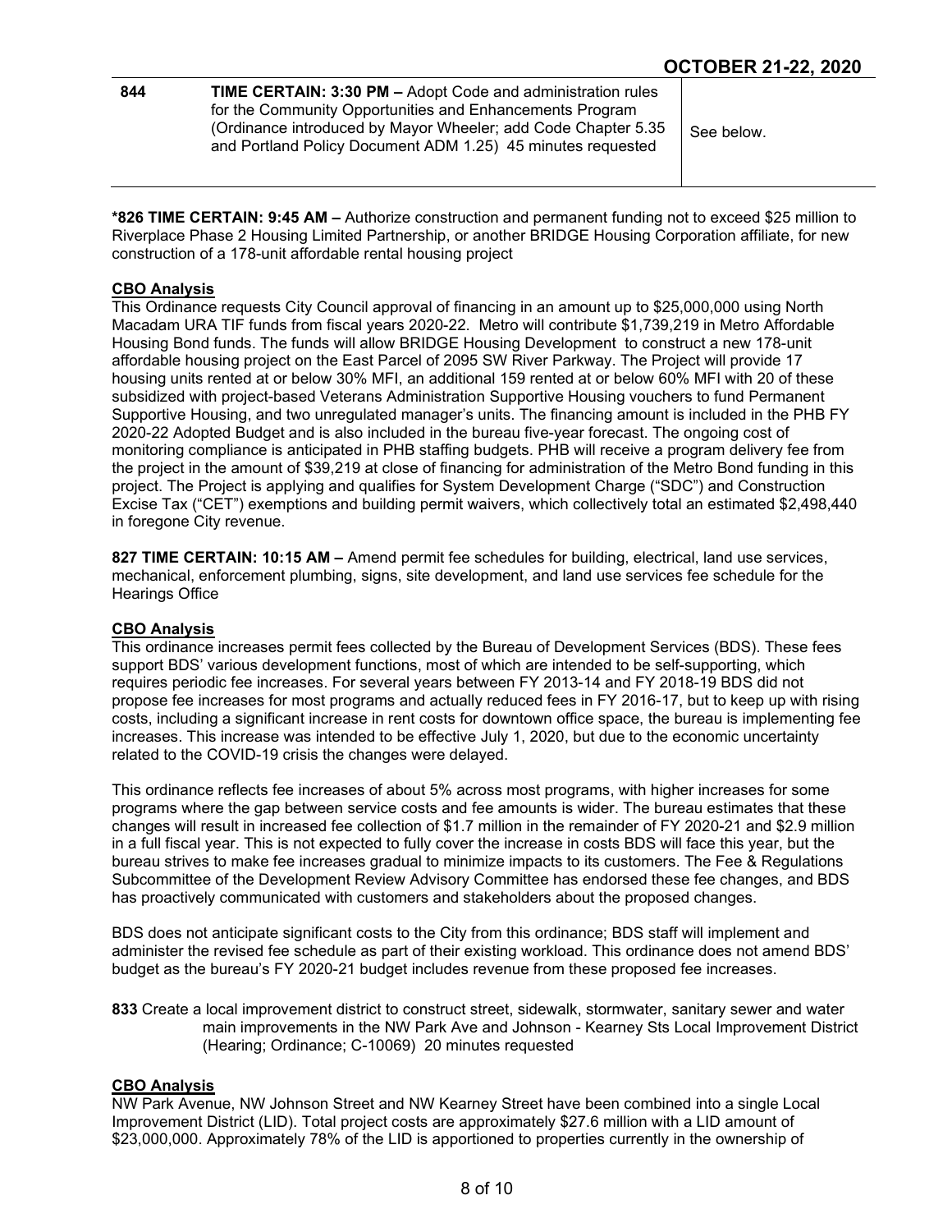**OCTOBER 21-22, 2020**

| 844 | **TIME CERTAIN: 3:30 PM –** Adopt Code and administration rules for the Community Opportunities and Enhancements Program (Ordinance introduced by Mayor Wheeler; add Code Chapter 5.35 and Portland Policy Document ADM 1.25) 45 minutes requested | See below. |
|---|---|---|

**\*826 TIME CERTAIN: 9:45 AM –** Authorize construction and permanent funding not to exceed $25 million to Riverplace Phase 2 Housing Limited Partnership, or another BRIDGE Housing Corporation affiliate, for new construction of a 178-unit affordable rental housing project

**CBO Analysis**

This Ordinance requests City Council approval of financing in an amount up to $25,000,000 using North Macadam URA TIF funds from fiscal years 2020-22. Metro will contribute $1,739,219 in Metro Affordable Housing Bond funds. The funds will allow BRIDGE Housing Development to construct a new 178-unit affordable housing project on the East Parcel of 2095 SW River Parkway. The Project will provide 17 housing units rented at or below 30% MFI, an additional 159 rented at or below 60% MFI with 20 of these subsidized with project-based Veterans Administration Supportive Housing vouchers to fund Permanent Supportive Housing, and two unregulated manager's units. The financing amount is included in the PHB FY 2020-22 Adopted Budget and is also included in the bureau five-year forecast. The ongoing cost of monitoring compliance is anticipated in PHB staffing budgets. PHB will receive a program delivery fee from the project in the amount of $39,219 at close of financing for administration of the Metro Bond funding in this project. The Project is applying and qualifies for System Development Charge ("SDC") and Construction Excise Tax ("CET") exemptions and building permit waivers, which collectively total an estimated $2,498,440 in foregone City revenue.

**827 TIME CERTAIN: 10:15 AM –** Amend permit fee schedules for building, electrical, land use services, mechanical, enforcement plumbing, signs, site development, and land use services fee schedule for the Hearings Office

**CBO Analysis**

This ordinance increases permit fees collected by the Bureau of Development Services (BDS). These fees support BDS' various development functions, most of which are intended to be self-supporting, which requires periodic fee increases. For several years between FY 2013-14 and FY 2018-19 BDS did not propose fee increases for most programs and actually reduced fees in FY 2016-17, but to keep up with rising costs, including a significant increase in rent costs for downtown office space, the bureau is implementing fee increases. This increase was intended to be effective July 1, 2020, but due to the economic uncertainty related to the COVID-19 crisis the changes were delayed.

This ordinance reflects fee increases of about 5% across most programs, with higher increases for some programs where the gap between service costs and fee amounts is wider. The bureau estimates that these changes will result in increased fee collection of $1.7 million in the remainder of FY 2020-21 and $2.9 million in a full fiscal year. This is not expected to fully cover the increase in costs BDS will face this year, but the bureau strives to make fee increases gradual to minimize impacts to its customers. The Fee & Regulations Subcommittee of the Development Review Advisory Committee has endorsed these fee changes, and BDS has proactively communicated with customers and stakeholders about the proposed changes.

BDS does not anticipate significant costs to the City from this ordinance; BDS staff will implement and administer the revised fee schedule as part of their existing workload. This ordinance does not amend BDS' budget as the bureau's FY 2020-21 budget includes revenue from these proposed fee increases.

**833** Create a local improvement district to construct street, sidewalk, stormwater, sanitary sewer and water main improvements in the NW Park Ave and Johnson - Kearney Sts Local Improvement District (Hearing; Ordinance; C-10069) 20 minutes requested

**CBO Analysis**

NW Park Avenue, NW Johnson Street and NW Kearney Street have been combined into a single Local Improvement District (LID). Total project costs are approximately $27.6 million with a LID amount of $23,000,000. Approximately 78% of the LID is apportioned to properties currently in the ownership of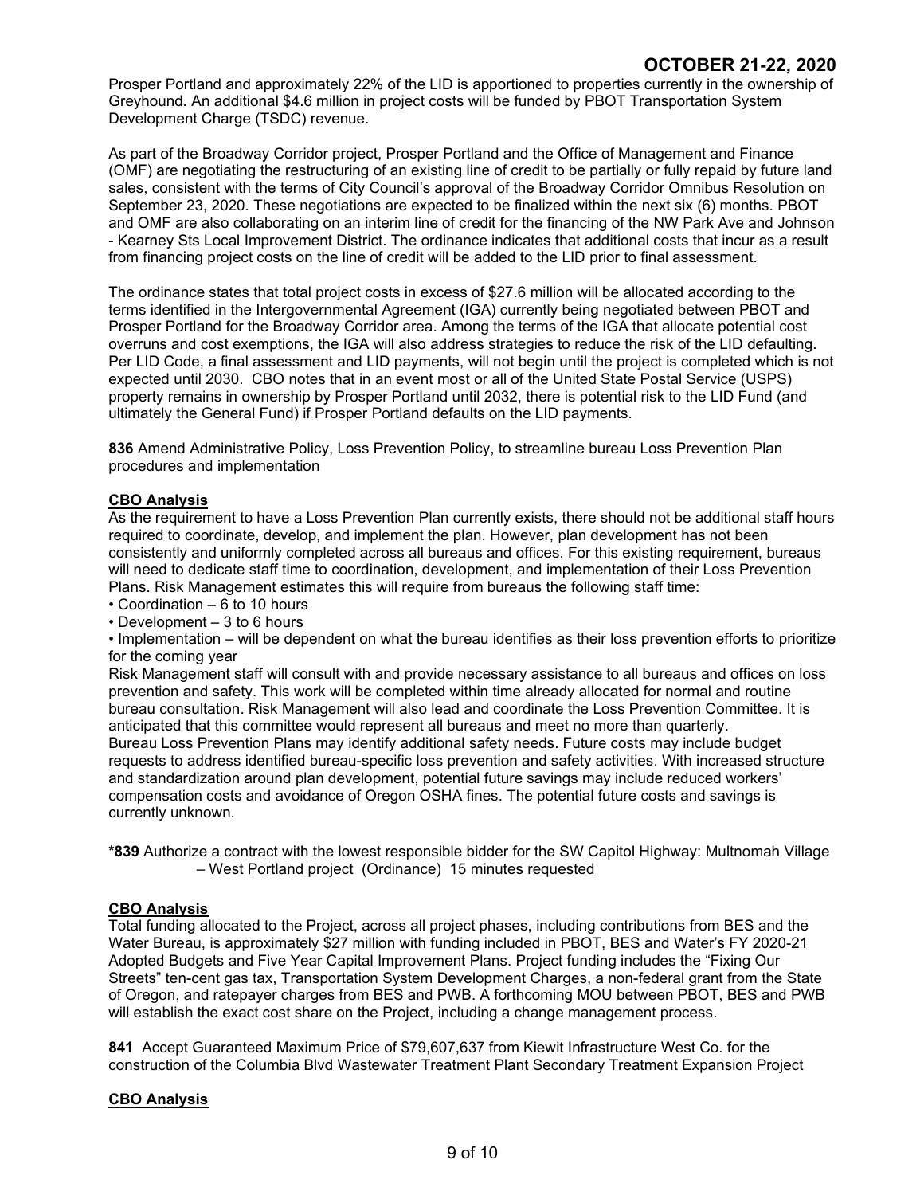Prosper Portland and approximately 22% of the LID is apportioned to properties currently in the ownership of Greyhound. An additional $4.6 million in project costs will be funded by PBOT Transportation System Development Charge (TSDC) revenue.

As part of the Broadway Corridor project, Prosper Portland and the Office of Management and Finance (OMF) are negotiating the restructuring of an existing line of credit to be partially or fully repaid by future land sales, consistent with the terms of City Council's approval of the Broadway Corridor Omnibus Resolution on September 23, 2020. These negotiations are expected to be finalized within the next six (6) months. PBOT and OMF are also collaborating on an interim line of credit for the financing of the NW Park Ave and Johnson - Kearney Sts Local Improvement District. The ordinance indicates that additional costs that incur as a result from financing project costs on the line of credit will be added to the LID prior to final assessment.

The ordinance states that total project costs in excess of $27.6 million will be allocated according to the terms identified in the Intergovernmental Agreement (IGA) currently being negotiated between PBOT and Prosper Portland for the Broadway Corridor area. Among the terms of the IGA that allocate potential cost overruns and cost exemptions, the IGA will also address strategies to reduce the risk of the LID defaulting. Per LID Code, a final assessment and LID payments, will not begin until the project is completed which is not expected until 2030. CBO notes that in an event most or all of the United State Postal Service (USPS) property remains in ownership by Prosper Portland until 2032, there is potential risk to the LID Fund (and ultimately the General Fund) if Prosper Portland defaults on the LID payments.

**836** Amend Administrative Policy, Loss Prevention Policy, to streamline bureau Loss Prevention Plan procedures and implementation

**CBO Analysis**

As the requirement to have a Loss Prevention Plan currently exists, there should not be additional staff hours required to coordinate, develop, and implement the plan. However, plan development has not been consistently and uniformly completed across all bureaus and offices. For this existing requirement, bureaus will need to dedicate staff time to coordination, development, and implementation of their Loss Prevention Plans. Risk Management estimates this will require from bureaus the following staff time:

- Coordination – 6 to 10 hours
- Development – 3 to 6 hours
- Implementation – will be dependent on what the bureau identifies as their loss prevention efforts to prioritize for the coming year

Risk Management staff will consult with and provide necessary assistance to all bureaus and offices on loss prevention and safety. This work will be completed within time already allocated for normal and routine bureau consultation. Risk Management will also lead and coordinate the Loss Prevention Committee. It is anticipated that this committee would represent all bureaus and meet no more than quarterly.
Bureau Loss Prevention Plans may identify additional safety needs. Future costs may include budget requests to address identified bureau-specific loss prevention and safety activities. With increased structure and standardization around plan development, potential future savings may include reduced workers' compensation costs and avoidance of Oregon OSHA fines. The potential future costs and savings is currently unknown.

**\*839** Authorize a contract with the lowest responsible bidder for the SW Capitol Highway: Multnomah Village – West Portland project (Ordinance) 15 minutes requested

**CBO Analysis**

Total funding allocated to the Project, across all project phases, including contributions from BES and the Water Bureau, is approximately $27 million with funding included in PBOT, BES and Water's FY 2020-21 Adopted Budgets and Five Year Capital Improvement Plans. Project funding includes the "Fixing Our Streets" ten-cent gas tax, Transportation System Development Charges, a non-federal grant from the State of Oregon, and ratepayer charges from BES and PWB. A forthcoming MOU between PBOT, BES and PWB will establish the exact cost share on the Project, including a change management process.

**841** Accept Guaranteed Maximum Price of $79,607,637 from Kiewit Infrastructure West Co. for the construction of the Columbia Blvd Wastewater Treatment Plant Secondary Treatment Expansion Project

**CBO Analysis**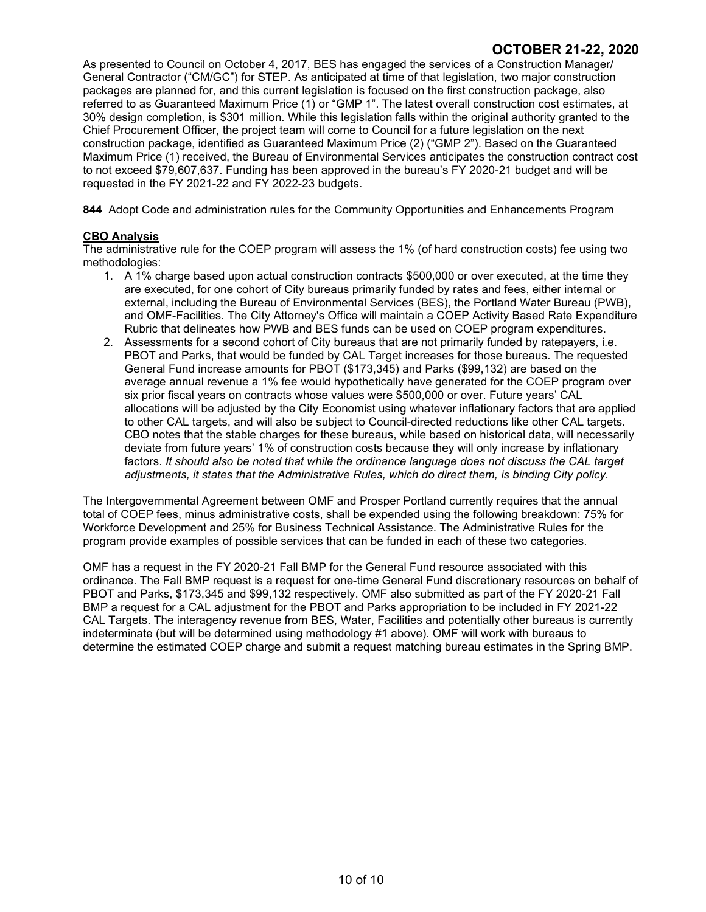As presented to Council on October 4, 2017, BES has engaged the services of a Construction Manager/ General Contractor ("CM/GC") for STEP. As anticipated at time of that legislation, two major construction packages are planned for, and this current legislation is focused on the first construction package, also referred to as Guaranteed Maximum Price (1) or "GMP 1". The latest overall construction cost estimates, at 30% design completion, is $301 million. While this legislation falls within the original authority granted to the Chief Procurement Officer, the project team will come to Council for a future legislation on the next construction package, identified as Guaranteed Maximum Price (2) ("GMP 2"). Based on the Guaranteed Maximum Price (1) received, the Bureau of Environmental Services anticipates the construction contract cost to not exceed $79,607,637. Funding has been approved in the bureau's FY 2020-21 budget and will be requested in the FY 2021-22 and FY 2022-23 budgets.

**844** Adopt Code and administration rules for the Community Opportunities and Enhancements Program

**CBO Analysis**

The administrative rule for the COEP program will assess the 1% (of hard construction costs) fee using two methodologies:

1. A 1% charge based upon actual construction contracts $500,000 or over executed, at the time they are executed, for one cohort of City bureaus primarily funded by rates and fees, either internal or external, including the Bureau of Environmental Services (BES), the Portland Water Bureau (PWB), and OMF-Facilities. The City Attorney's Office will maintain a COEP Activity Based Rate Expenditure Rubric that delineates how PWB and BES funds can be used on COEP program expenditures.
2. Assessments for a second cohort of City bureaus that are not primarily funded by ratepayers, i.e. PBOT and Parks, that would be funded by CAL Target increases for those bureaus. The requested General Fund increase amounts for PBOT ($173,345) and Parks ($99,132) are based on the average annual revenue a 1% fee would hypothetically have generated for the COEP program over six prior fiscal years on contracts whose values were $500,000 or over. Future years' CAL allocations will be adjusted by the City Economist using whatever inflationary factors that are applied to other CAL targets, and will also be subject to Council-directed reductions like other CAL targets. CBO notes that the stable charges for these bureaus, while based on historical data, will necessarily deviate from future years' 1% of construction costs because they will only increase by inflationary factors. *It should also be noted that while the ordinance language does not discuss the CAL target adjustments, it states that the Administrative Rules, which do direct them, is binding City policy.*

The Intergovernmental Agreement between OMF and Prosper Portland currently requires that the annual total of COEP fees, minus administrative costs, shall be expended using the following breakdown: 75% for Workforce Development and 25% for Business Technical Assistance. The Administrative Rules for the program provide examples of possible services that can be funded in each of these two categories.

OMF has a request in the FY 2020-21 Fall BMP for the General Fund resource associated with this ordinance. The Fall BMP request is a request for one-time General Fund discretionary resources on behalf of PBOT and Parks, $173,345 and $99,132 respectively. OMF also submitted as part of the FY 2020-21 Fall BMP a request for a CAL adjustment for the PBOT and Parks appropriation to be included in FY 2021-22 CAL Targets. The interagency revenue from BES, Water, Facilities and potentially other bureaus is currently indeterminate (but will be determined using methodology #1 above). OMF will work with bureaus to determine the estimated COEP charge and submit a request matching bureau estimates in the Spring BMP.